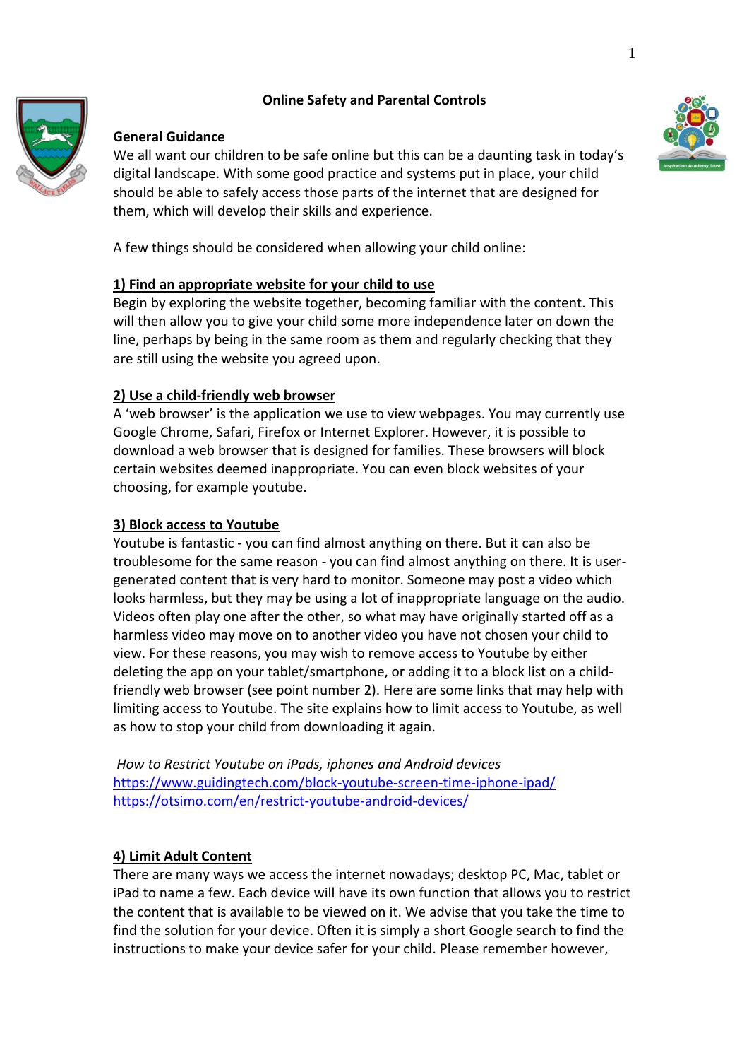# Online Safety and Parental Controls

## General Guidance

We all want our children to be safe online but this can be a daunting task in today's digital landscape. With some good practice and systems put in place, your child should be able to safely access those parts of the internet that are designed for them, which will develop their skills and experience.

A few things should be considered when allowing your child online:

### 1) Find an appropriate website for your child to use

Begin by exploring the website together, becoming familiar with the content. This will then allow you to give your child some more independence later on down the line, perhaps by being in the same room as them and regularly checking that they are still using the website you agreed upon.

### 2) Use a child-friendly web browser

A 'web browser' is the application we use to view webpages. You may currently use Google Chrome, Safari, Firefox or Internet Explorer. However, it is possible to download a web browser that is designed for families. These browsers will block certain websites deemed inappropriate. You can even block websites of your choosing, for example youtube.

### 3) Block access to Youtube

Youtube is fantastic - you can find almost anything on there. But it can also be troublesome for the same reason - you can find almost anything on there. It is user-generated content that is very hard to monitor. Someone may post a video which looks harmless, but they may be using a lot of inappropriate language on the audio. Videos often play one after the other, so what may have originally started off as a harmless video may move on to another video you have not chosen your child to view. For these reasons, you may wish to remove access to Youtube by either deleting the app on your tablet/smartphone, or adding it to a block list on a child-friendly web browser (see point number 2). Here are some links that may help with limiting access to Youtube. The site explains how to limit access to Youtube, as well as how to stop your child from downloading it again.

*How to Restrict Youtube on iPads, iphones and Android devices*
https://www.guidingtech.com/block-youtube-screen-time-iphone-ipad/
https://otsimo.com/en/restrict-youtube-android-devices/

### 4) Limit Adult Content

There are many ways we access the internet nowadays; desktop PC, Mac, tablet or iPad to name a few. Each device will have its own function that allows you to restrict the content that is available to be viewed on it. We advise that you take the time to find the solution for your device. Often it is simply a short Google search to find the instructions to make your device safer for your child. Please remember however,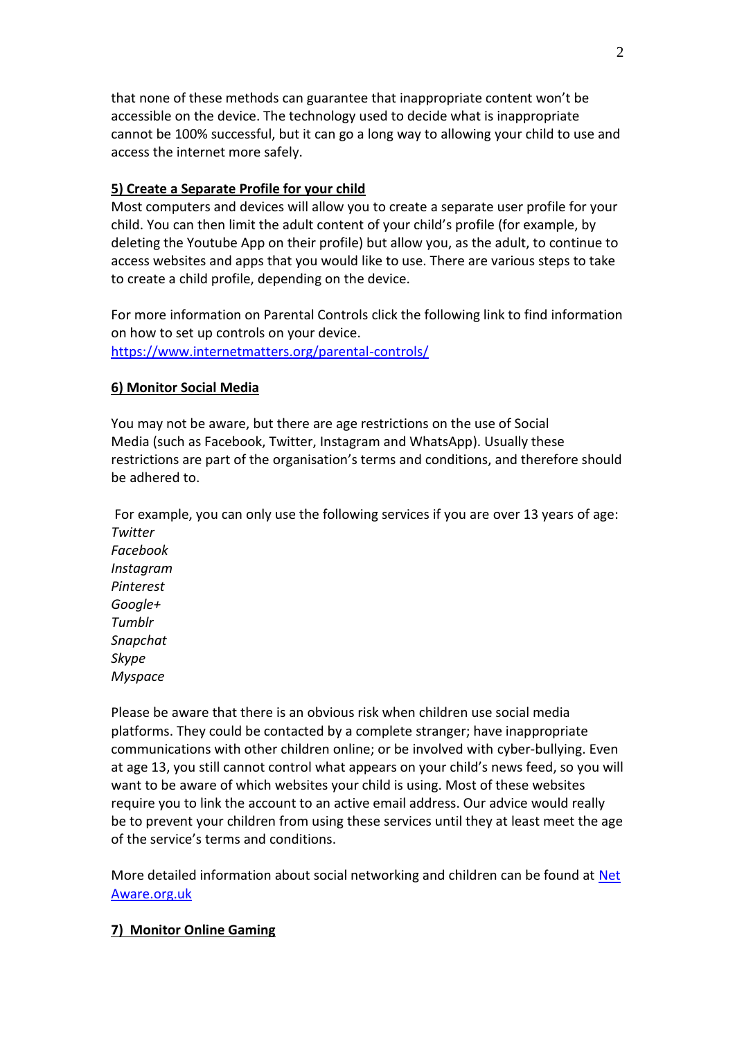that none of these methods can guarantee that inappropriate content won't be accessible on the device. The technology used to decide what is inappropriate cannot be 100% successful, but it can go a long way to allowing your child to use and access the internet more safely.

**5) Create a Separate Profile for your child**

Most computers and devices will allow you to create a separate user profile for your child. You can then limit the adult content of your child's profile (for example, by deleting the Youtube App on their profile) but allow you, as the adult, to continue to access websites and apps that you would like to use. There are various steps to take to create a child profile, depending on the device.

For more information on Parental Controls click the following link to find information on how to set up controls on your device.
https://www.internetmatters.org/parental-controls/

**6) Monitor Social Media**

You may not be aware, but there are age restrictions on the use of Social Media (such as Facebook, Twitter, Instagram and WhatsApp). Usually these restrictions are part of the organisation's terms and conditions, and therefore should be adhered to.

For example, you can only use the following services if you are over 13 years of age:
*Twitter*
*Facebook*
*Instagram*
*Pinterest*
*Google+*
*Tumblr*
*Snapchat*
*Skype*
*Myspace*

Please be aware that there is an obvious risk when children use social media platforms. They could be contacted by a complete stranger; have inappropriate communications with other children online; or be involved with cyber-bullying. Even at age 13, you still cannot control what appears on your child's news feed, so you will want to be aware of which websites your child is using. Most of these websites require you to link the account to an active email address. Our advice would really be to prevent your children from using these services until they at least meet the age of the service's terms and conditions.

More detailed information about social networking and children can be found at Net Aware.org.uk

**7) Monitor Online Gaming**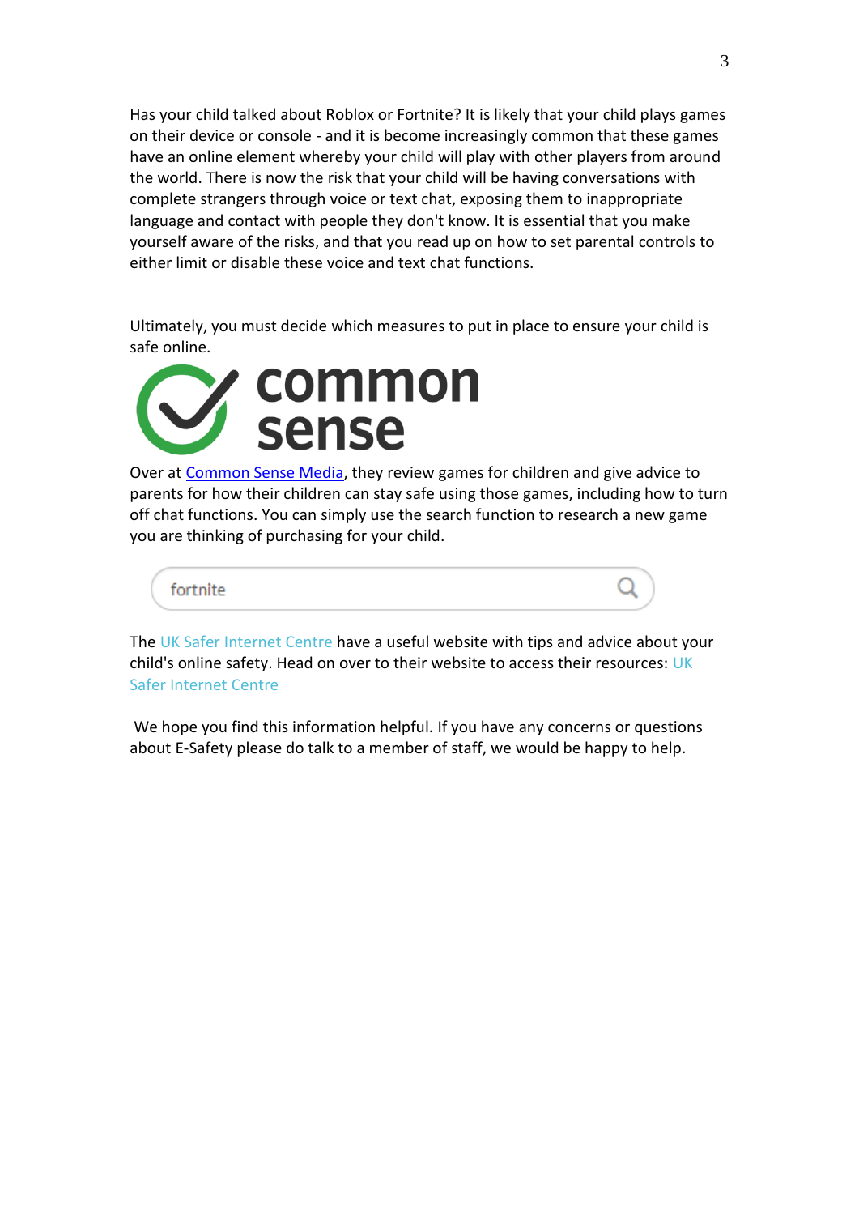Has your child talked about Roblox or Fortnite? It is likely that your child plays games on their device or console - and it is become increasingly common that these games have an online element whereby your child will play with other players from around the world. There is now the risk that your child will be having conversations with complete strangers through voice or text chat, exposing them to inappropriate language and contact with people they don't know. It is essential that you make yourself aware of the risks, and that you read up on how to set parental controls to either limit or disable these voice and text chat functions.

Ultimately, you must decide which measures to put in place to ensure your child is safe online.

common sense

Over at Common Sense Media, they review games for children and give advice to parents for how their children can stay safe using those games, including how to turn off chat functions. You can simply use the search function to research a new game you are thinking of purchasing for your child.

fortnite

The UK Safer Internet Centre have a useful website with tips and advice about your child's online safety. Head on over to their website to access their resources: UK Safer Internet Centre

We hope you find this information helpful. If you have any concerns or questions about E-Safety please do talk to a member of staff, we would be happy to help.